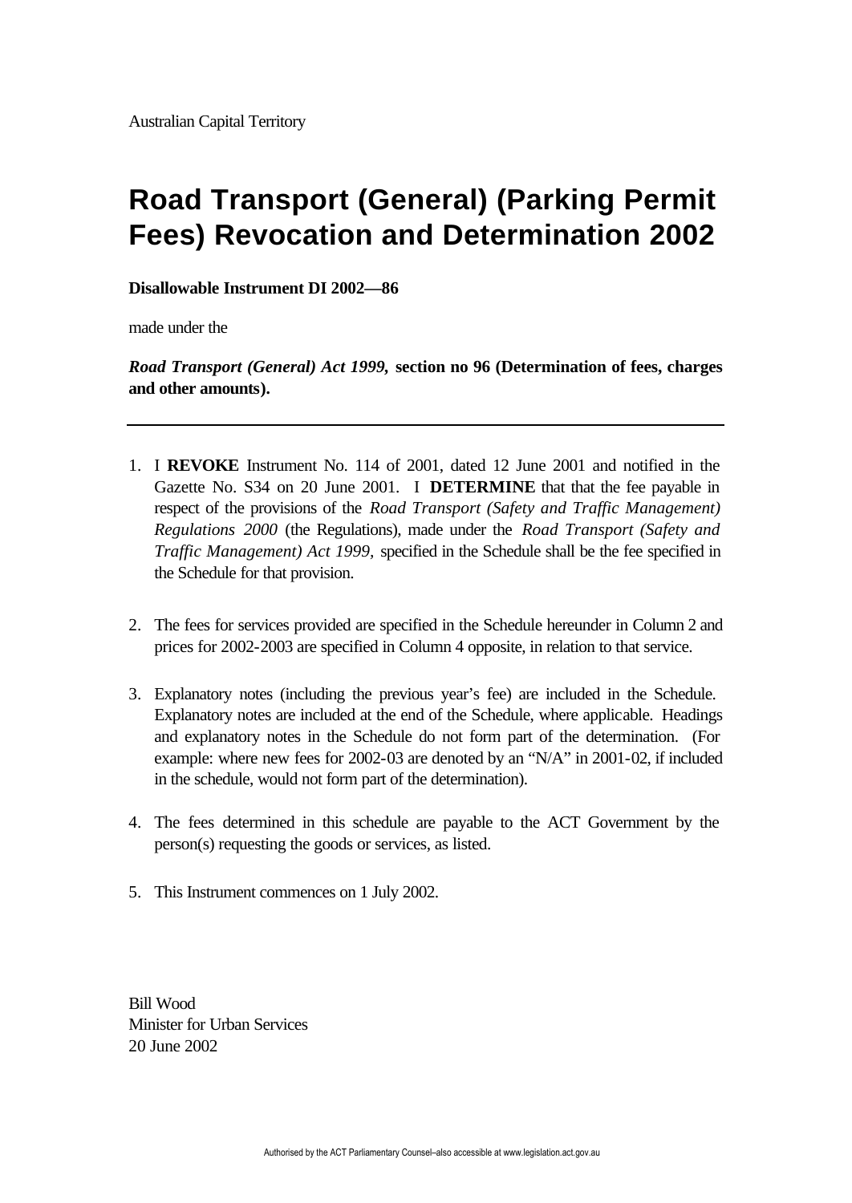Australian Capital Territory

# Road Transport (General) (Parking Permit Fees) Revocation and Determination 2002

**Disallowable Instrument DI 2002—86**

made under the

***Road Transport (General) Act 1999,* section no 96 (Determination of fees, charges and other amounts).**

---

1. I **REVOKE** Instrument No. 114 of 2001, dated 12 June 2001 and notified in the Gazette No. S34 on 20 June 2001. I **DETERMINE** that that the fee payable in respect of the provisions of the *Road Transport (Safety and Traffic Management) Regulations 2000* (the Regulations), made under the *Road Transport (Safety and Traffic Management) Act 1999,* specified in the Schedule shall be the fee specified in the Schedule for that provision.

2. The fees for services provided are specified in the Schedule hereunder in Column 2 and prices for 2002-2003 are specified in Column 4 opposite, in relation to that service.

3. Explanatory notes (including the previous year's fee) are included in the Schedule. Explanatory notes are included at the end of the Schedule, where applicable. Headings and explanatory notes in the Schedule do not form part of the determination. (For example: where new fees for 2002-03 are denoted by an "N/A" in 2001-02, if included in the schedule, would not form part of the determination).

4. The fees determined in this schedule are payable to the ACT Government by the person(s) requesting the goods or services, as listed.

5. This Instrument commences on 1 July 2002.

Bill Wood
Minister for Urban Services
20 June 2002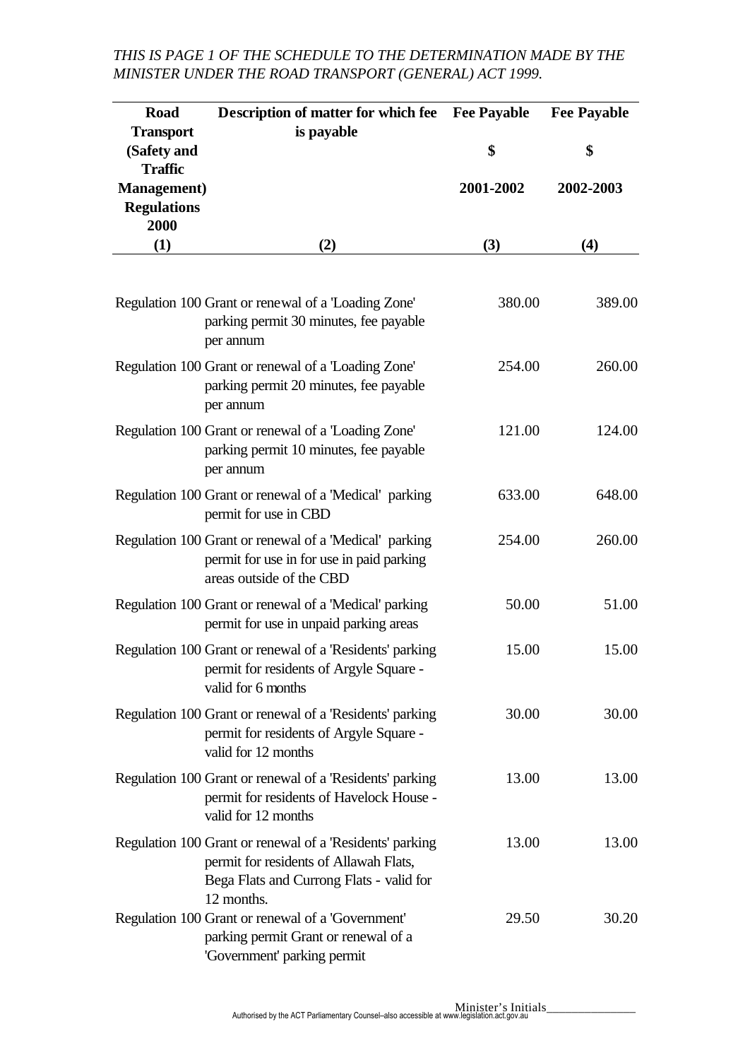*THIS IS PAGE 1 OF THE SCHEDULE TO THE DETERMINATION MADE BY THE MINISTER UNDER THE ROAD TRANSPORT (GENERAL) ACT 1999.*

| Road Transport (Safety and Traffic Management) Regulations 2000 | Description of matter for which fee is payable | Fee Payable $ 2001-2002 | Fee Payable $ 2002-2003 |
|---|---|---|---|
| (1) | (2) | (3) | (4) |
| Regulation 100 | Grant or renewal of a 'Loading Zone' parking permit 30 minutes, fee payable per annum | 380.00 | 389.00 |
| Regulation 100 | Grant or renewal of a 'Loading Zone' parking permit 20 minutes, fee payable per annum | 254.00 | 260.00 |
| Regulation 100 | Grant or renewal of a 'Loading Zone' parking permit 10 minutes, fee payable per annum | 121.00 | 124.00 |
| Regulation 100 | Grant or renewal of a 'Medical' parking permit for use in CBD | 633.00 | 648.00 |
| Regulation 100 | Grant or renewal of a 'Medical' parking permit for use in for use in paid parking areas outside of the CBD | 254.00 | 260.00 |
| Regulation 100 | Grant or renewal of a 'Medical' parking permit for use in unpaid parking areas | 50.00 | 51.00 |
| Regulation 100 | Grant or renewal of a 'Residents' parking permit for residents of Argyle Square - valid for 6 months | 15.00 | 15.00 |
| Regulation 100 | Grant or renewal of a 'Residents' parking permit for residents of Argyle Square - valid for 12 months | 30.00 | 30.00 |
| Regulation 100 | Grant or renewal of a 'Residents' parking permit for residents of Havelock House - valid for 12 months | 13.00 | 13.00 |
| Regulation 100 | Grant or renewal of a 'Residents' parking permit for residents of Allawah Flats, Bega Flats and Currong Flats - valid for 12 months. | 13.00 | 13.00 |
| Regulation 100 | Grant or renewal of a 'Government' parking permit Grant or renewal of a 'Government' parking permit | 29.50 | 30.20 |

Minister's Initials_______________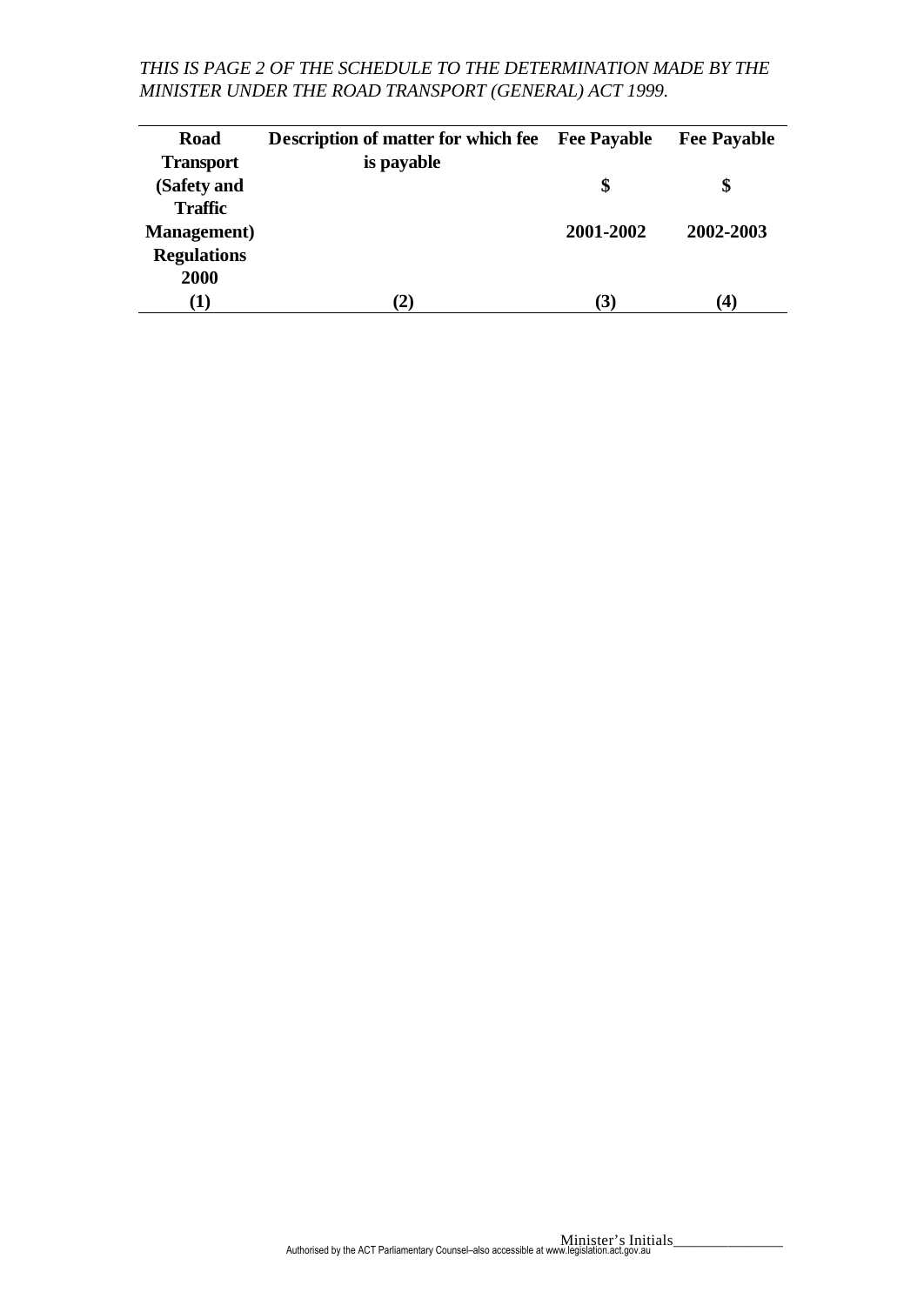*THIS IS PAGE 2 OF THE SCHEDULE TO THE DETERMINATION MADE BY THE MINISTER UNDER THE ROAD TRANSPORT (GENERAL) ACT 1999.*

| Road Transport (Safety and Traffic Management) Regulations 2000 | Description of matter for which fee is payable | Fee Payable $ 2001-2002 | Fee Payable $ 2002-2003 |
|---|---|---|---|
| (1) | (2) | (3) | (4) |

Minister's Initials_______________